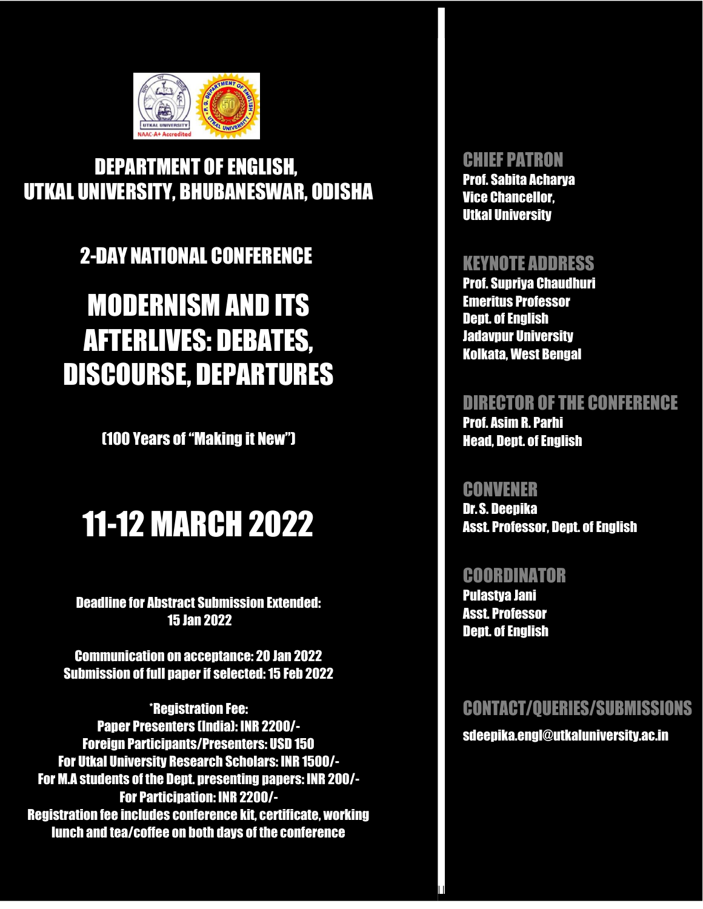# DEPARTMENT OF ENGLISH, UTKAL UNIVERSITY, BHUBANESWAR, ODISHA

## 2-DAY NATIONAL CONFERENCE

# MODERNISM AND ITS AFTERLIVES: DEBATES, DISCOURSE, DEPARTURES

(100 Years of "Making it New")

## 11-12 MARCH 2022

**Deadline for Abstract Submission Extended: 15 Jan 2022**

**Communication on acceptance: 20 Jan 2022**
**Submission of full paper if selected: 15 Feb 2022**

**\*Registration Fee:**
Paper Presenters (India): INR 2200/-
Foreign Participants/Presenters: USD 150
For Utkal University Research Scholars: INR 1500/-
For M.A students of the Dept. presenting papers: INR 200/-
For Participation: INR 2200/-
Registration fee includes conference kit, certificate, working lunch and tea/coffee on both days of the conference

### CHIEF PATRON

Prof. Sabita Acharya
Vice Chancellor,
Utkal University

### KEYNOTE ADDRESS

Prof. Supriya Chaudhuri
Emeritus Professor
Dept. of English
Jadavpur University
Kolkata, West Bengal

### DIRECTOR OF THE CONFERENCE

Prof. Asim R. Parhi
Head, Dept. of English

### CONVENER

Dr. S. Deepika
Asst. Professor, Dept. of English

### COORDINATOR

Pulastya Jani
Asst. Professor
Dept. of English

### CONTACT/QUERIES/SUBMISSIONS

sdeepika.engl@utkaluniversity.ac.in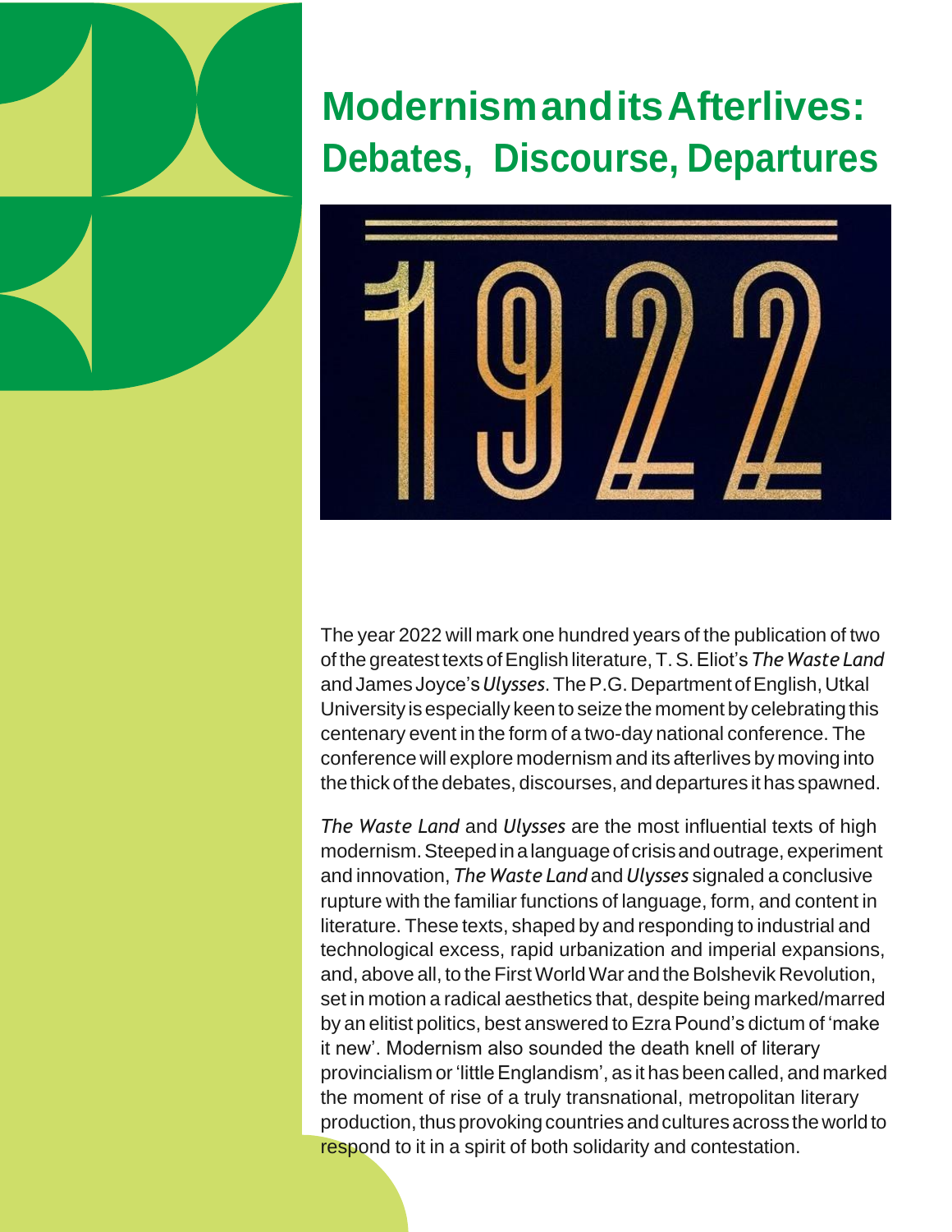# Modernism and its Afterlives: Debates, Discourse, Departures

The year 2022 will mark one hundred years of the publication of two of the greatest texts of English literature, T. S. Eliot's *The Waste Land* and James Joyce's *Ulysses*. The P.G. Department of English, Utkal University is especially keen to seize the moment by celebrating this centenary event in the form of a two-day national conference. The conference will explore modernism and its afterlives by moving into the thick of the debates, discourses, and departures it has spawned.

*The Waste Land* and *Ulysses* are the most influential texts of high modernism. Steeped in a language of crisis and outrage, experiment and innovation, *The Waste Land* and *Ulysses* signaled a conclusive rupture with the familiar functions of language, form, and content in literature. These texts, shaped by and responding to industrial and technological excess, rapid urbanization and imperial expansions, and, above all, to the First World War and the Bolshevik Revolution, set in motion a radical aesthetics that, despite being marked/marred by an elitist politics, best answered to Ezra Pound's dictum of 'make it new'. Modernism also sounded the death knell of literary provincialism or 'little Englandism', as it has been called, and marked the moment of rise of a truly transnational, metropolitan literary production, thus provoking countries and cultures across the world to respond to it in a spirit of both solidarity and contestation.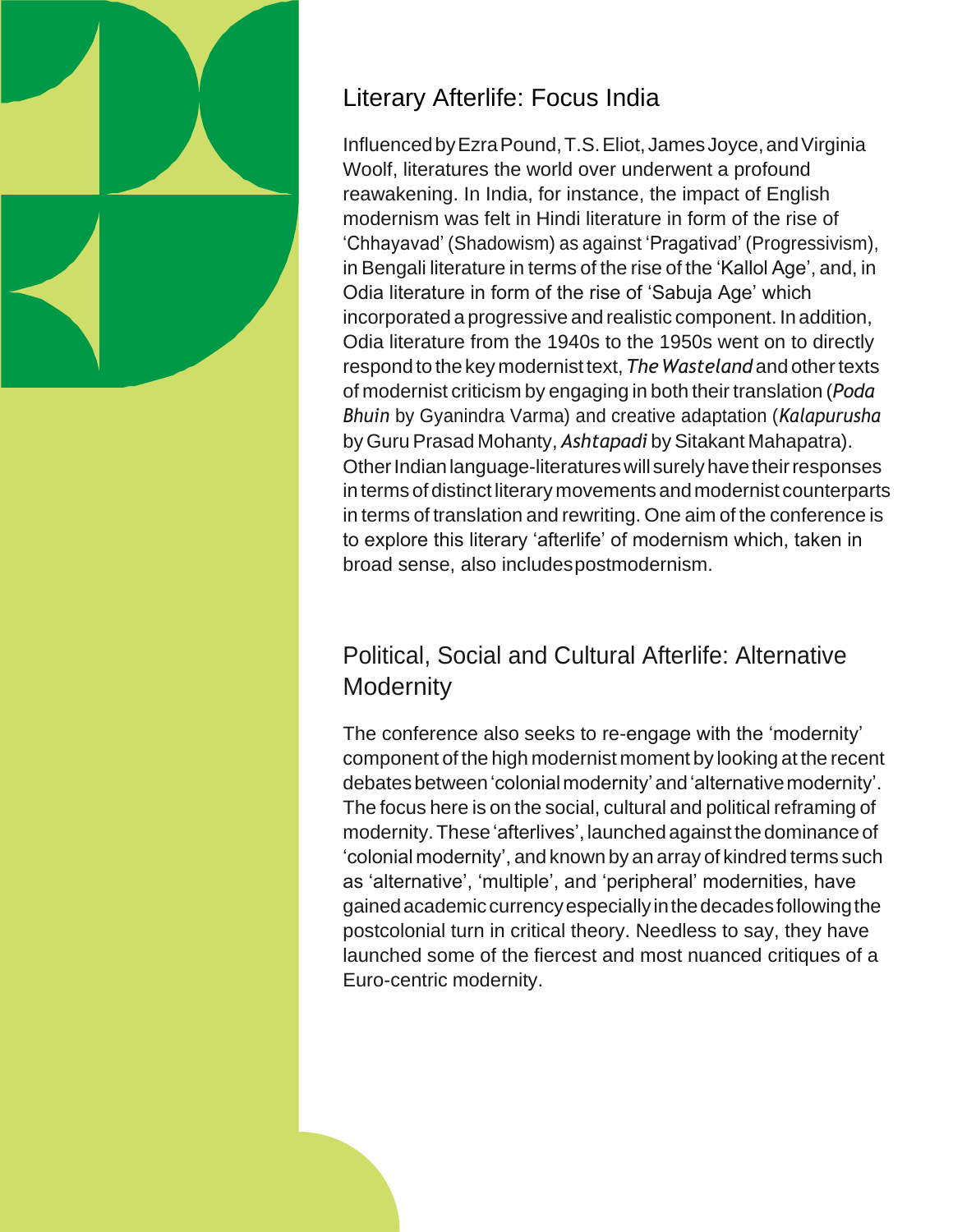## Literary Afterlife: Focus India

Influenced by Ezra Pound, T.S. Eliot, James Joyce, and Virginia Woolf, literatures the world over underwent a profound reawakening. In India, for instance, the impact of English modernism was felt in Hindi literature in form of the rise of 'Chhayavad' (Shadowism) as against 'Pragativad' (Progressivism), in Bengali literature in terms of the rise of the 'Kallol Age', and, in Odia literature in form of the rise of 'Sabuja Age' which incorporated a progressive and realistic component. In addition, Odia literature from the 1940s to the 1950s went on to directly respond to the key modernist text, *The Wasteland* and other texts of modernist criticism by engaging in both their translation (*Poda Bhuin* by Gyanindra Varma) and creative adaptation (*Kalapurusha* by Guru Prasad Mohanty, *Ashtapadi* by Sitakant Mahapatra). Other Indian language-literatures will surely have their responses in terms of distinct literary movements and modernist counterparts in terms of translation and rewriting. One aim of the conference is to explore this literary 'afterlife' of modernism which, taken in broad sense, also includes postmodernism.

## Political, Social and Cultural Afterlife: Alternative Modernity

The conference also seeks to re-engage with the 'modernity' component of the high modernist moment by looking at the recent debates between 'colonial modernity' and 'alternative modernity'. The focus here is on the social, cultural and political reframing of modernity. These 'afterlives', launched against the dominance of 'colonial modernity', and known by an array of kindred terms such as 'alternative', 'multiple', and 'peripheral' modernities, have gained academic currency especially in the decades following the postcolonial turn in critical theory. Needless to say, they have launched some of the fiercest and most nuanced critiques of a Euro-centric modernity.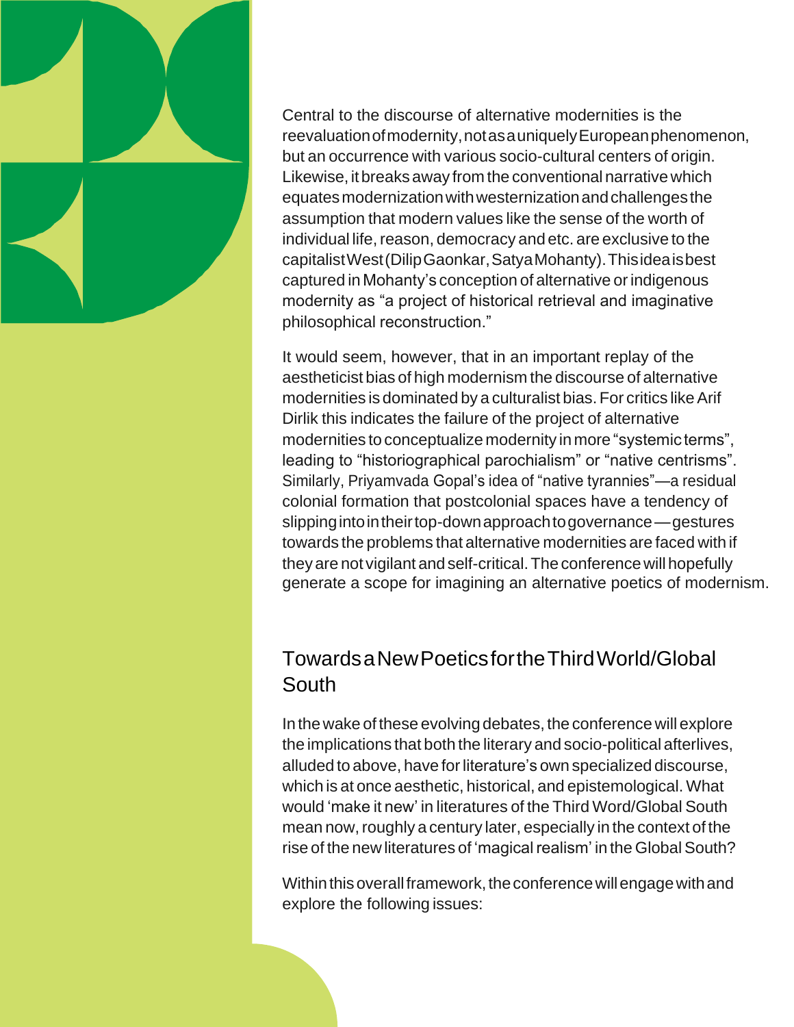Central to the discourse of alternative modernities is the reevaluation of modernity, not as a uniquely European phenomenon, but an occurrence with various socio-cultural centers of origin. Likewise, it breaks away from the conventional narrative which equates modernization with westernization and challenges the assumption that modern values like the sense of the worth of individual life, reason, democracy and etc. are exclusive to the capitalist West (Dilip Gaonkar, Satya Mohanty). This idea is best captured in Mohanty's conception of alternative or indigenous modernity as "a project of historical retrieval and imaginative philosophical reconstruction."

It would seem, however, that in an important replay of the aestheticist bias of high modernism the discourse of alternative modernities is dominated by a culturalist bias. For critics like Arif Dirlik this indicates the failure of the project of alternative modernities to conceptualize modernity in more "systemic terms", leading to "historiographical parochialism" or "native centrisms". Similarly, Priyamvada Gopal's idea of "native tyrannies"—a residual colonial formation that postcolonial spaces have a tendency of slipping into in their top-down approach to governance — gestures towards the problems that alternative modernities are faced with if they are not vigilant and self-critical. The conference will hopefully generate a scope for imagining an alternative poetics of modernism.

## Towards a New Poetics for the Third World/Global South

In the wake of these evolving debates, the conference will explore the implications that both the literary and socio-political afterlives, alluded to above, have for literature's own specialized discourse, which is at once aesthetic, historical, and epistemological. What would 'make it new' in literatures of the Third Word/Global South mean now, roughly a century later, especially in the context of the rise of the new literatures of 'magical realism' in the Global South?

Within this overall framework, the conference will engage with and explore the following issues: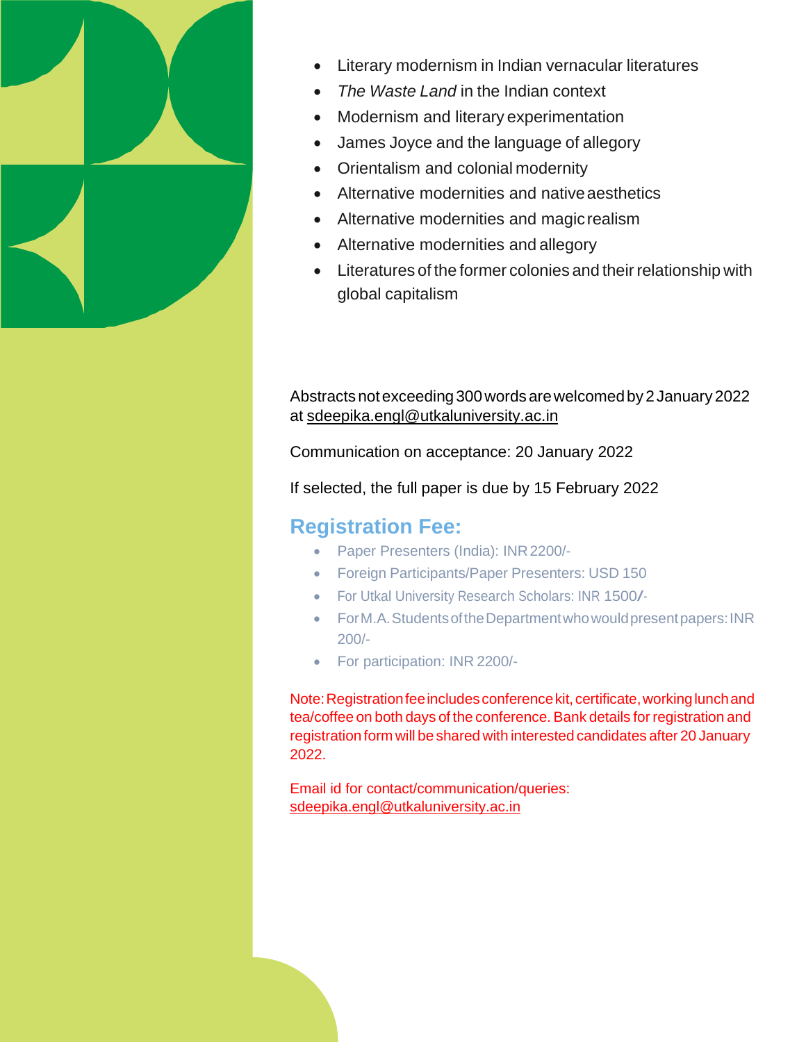- Literary modernism in Indian vernacular literatures
- *The Waste Land* in the Indian context
- Modernism and literary experimentation
- James Joyce and the language of allegory
- Orientalism and colonial modernity
- Alternative modernities and native aesthetics
- Alternative modernities and magic realism
- Alternative modernities and allegory
- Literatures of the former colonies and their relationship with global capitalism

Abstracts not exceeding 300 words are welcomed by 2 January 2022 at sdeepika.engl@utkaluniversity.ac.in

Communication on acceptance: 20 January 2022

If selected, the full paper is due by 15 February 2022

## Registration Fee:

- Paper Presenters (India): INR 2200/-
- Foreign Participants/Paper Presenters: USD 150
- For Utkal University Research Scholars: INR 1500/-
- For M.A. Students of the Department who would present papers: INR 200/-
- For participation: INR 2200/-

Note: Registration fee includes conference kit, certificate, working lunch and tea/coffee on both days of the conference. Bank details for registration and registration form will be shared with interested candidates after 20 January 2022.

Email id for contact/communication/queries: sdeepika.engl@utkaluniversity.ac.in